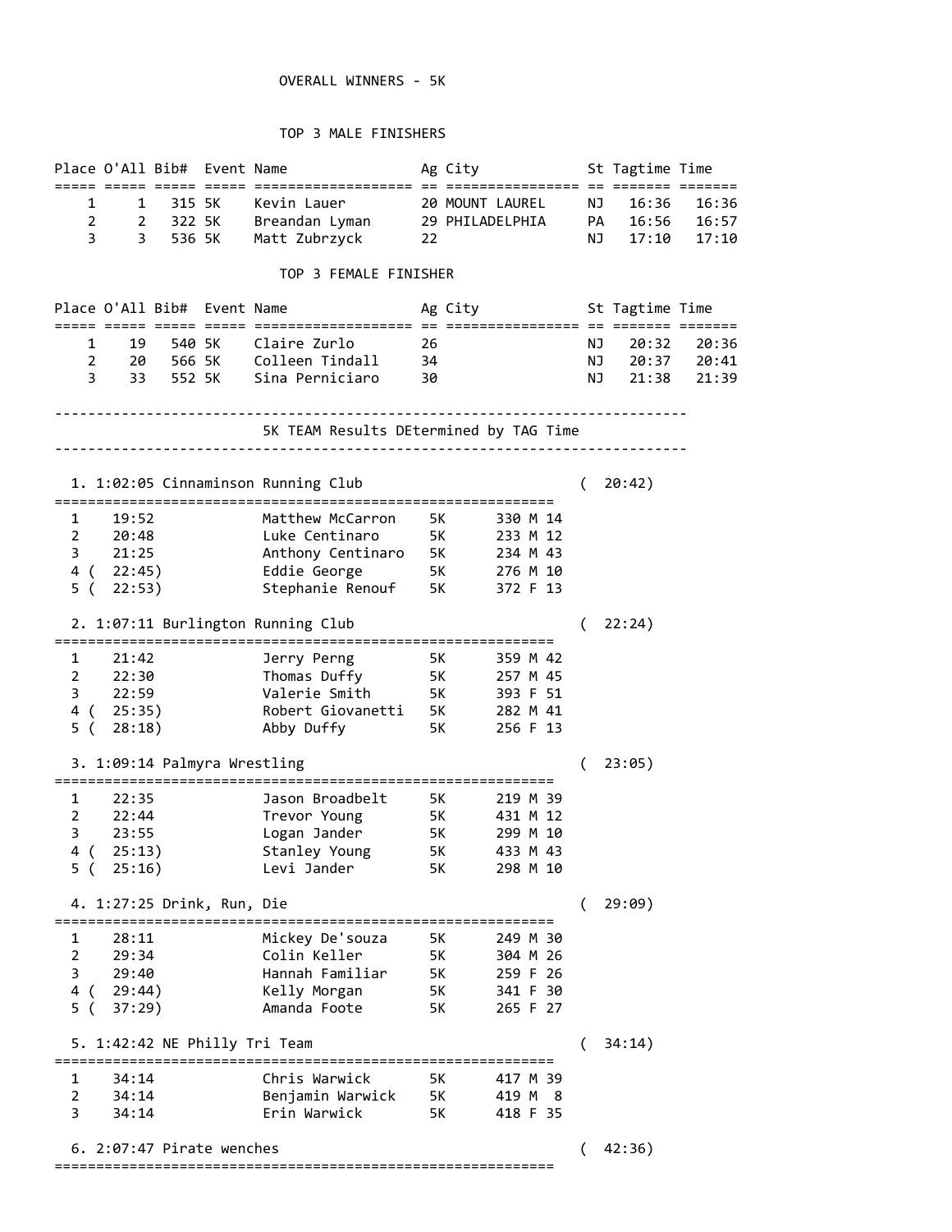# OVERALL WINNERS - 5K

## TOP 3 MALE FINISHERS

| Place | O'All | Bib# | Event | Name | Ag | City | St | Tagtime | Time |
|---|---|---|---|---|---|---|---|---|---|
| 1 | 1 | 315 | 5K | Kevin Lauer | 20 | MOUNT LAUREL | NJ | 16:36 | 16:36 |
| 2 | 2 | 322 | 5K | Breandan Lyman | 29 | PHILADELPHIA | PA | 16:56 | 16:57 |
| 3 | 3 | 536 | 5K | Matt Zubrzyck | 22 | | NJ | 17:10 | 17:10 |

## TOP 3 FEMALE FINISHER

| Place | O'All | Bib# | Event | Name | Ag | City | St | Tagtime | Time |
|---|---|---|---|---|---|---|---|---|---|
| 1 | 19 | 540 | 5K | Claire Zurlo | 26 | | NJ | 20:32 | 20:36 |
| 2 | 20 | 566 | 5K | Colleen Tindall | 34 | | NJ | 20:37 | 20:41 |
| 3 | 33 | 552 | 5K | Sina Perniciaro | 30 | | NJ | 21:38 | 21:39 |

## 5K TEAM Results DEtermined by TAG Time

### 1. 1:02:05 Cinnaminson Running Club ( 20:42)

| | Time | Name | Event | Bib | Sex | Age |
|---|---|---|---|---|---|---|
| 1 | 19:52 | Matthew McCarron | 5K | 330 | M | 14 |
| 2 | 20:48 | Luke Centinaro | 5K | 233 | M | 12 |
| 3 | 21:25 | Anthony Centinaro | 5K | 234 | M | 43 |
| 4 | ( 22:45) | Eddie George | 5K | 276 | M | 10 |
| 5 | ( 22:53) | Stephanie Renouf | 5K | 372 | F | 13 |

### 2. 1:07:11 Burlington Running Club ( 22:24)

| | Time | Name | Event | Bib | Sex | Age |
|---|---|---|---|---|---|---|
| 1 | 21:42 | Jerry Perng | 5K | 359 | M | 42 |
| 2 | 22:30 | Thomas Duffy | 5K | 257 | M | 45 |
| 3 | 22:59 | Valerie Smith | 5K | 393 | F | 51 |
| 4 | ( 25:35) | Robert Giovanetti | 5K | 282 | M | 41 |
| 5 | ( 28:18) | Abby Duffy | 5K | 256 | F | 13 |

### 3. 1:09:14 Palmyra Wrestling ( 23:05)

| | Time | Name | Event | Bib | Sex | Age |
|---|---|---|---|---|---|---|
| 1 | 22:35 | Jason Broadbelt | 5K | 219 | M | 39 |
| 2 | 22:44 | Trevor Young | 5K | 431 | M | 12 |
| 3 | 23:55 | Logan Jander | 5K | 299 | M | 10 |
| 4 | ( 25:13) | Stanley Young | 5K | 433 | M | 43 |
| 5 | ( 25:16) | Levi Jander | 5K | 298 | M | 10 |

### 4. 1:27:25 Drink, Run, Die ( 29:09)

| | Time | Name | Event | Bib | Sex | Age |
|---|---|---|---|---|---|---|
| 1 | 28:11 | Mickey De'souza | 5K | 249 | M | 30 |
| 2 | 29:34 | Colin Keller | 5K | 304 | M | 26 |
| 3 | 29:40 | Hannah Familiar | 5K | 259 | F | 26 |
| 4 | ( 29:44) | Kelly Morgan | 5K | 341 | F | 30 |
| 5 | ( 37:29) | Amanda Foote | 5K | 265 | F | 27 |

### 5. 1:42:42 NE Philly Tri Team ( 34:14)

| | Time | Name | Event | Bib | Sex | Age |
|---|---|---|---|---|---|---|
| 1 | 34:14 | Chris Warwick | 5K | 417 | M | 39 |
| 2 | 34:14 | Benjamin Warwick | 5K | 419 | M | 8 |
| 3 | 34:14 | Erin Warwick | 5K | 418 | F | 35 |

### 6. 2:07:47 Pirate wenches ( 42:36)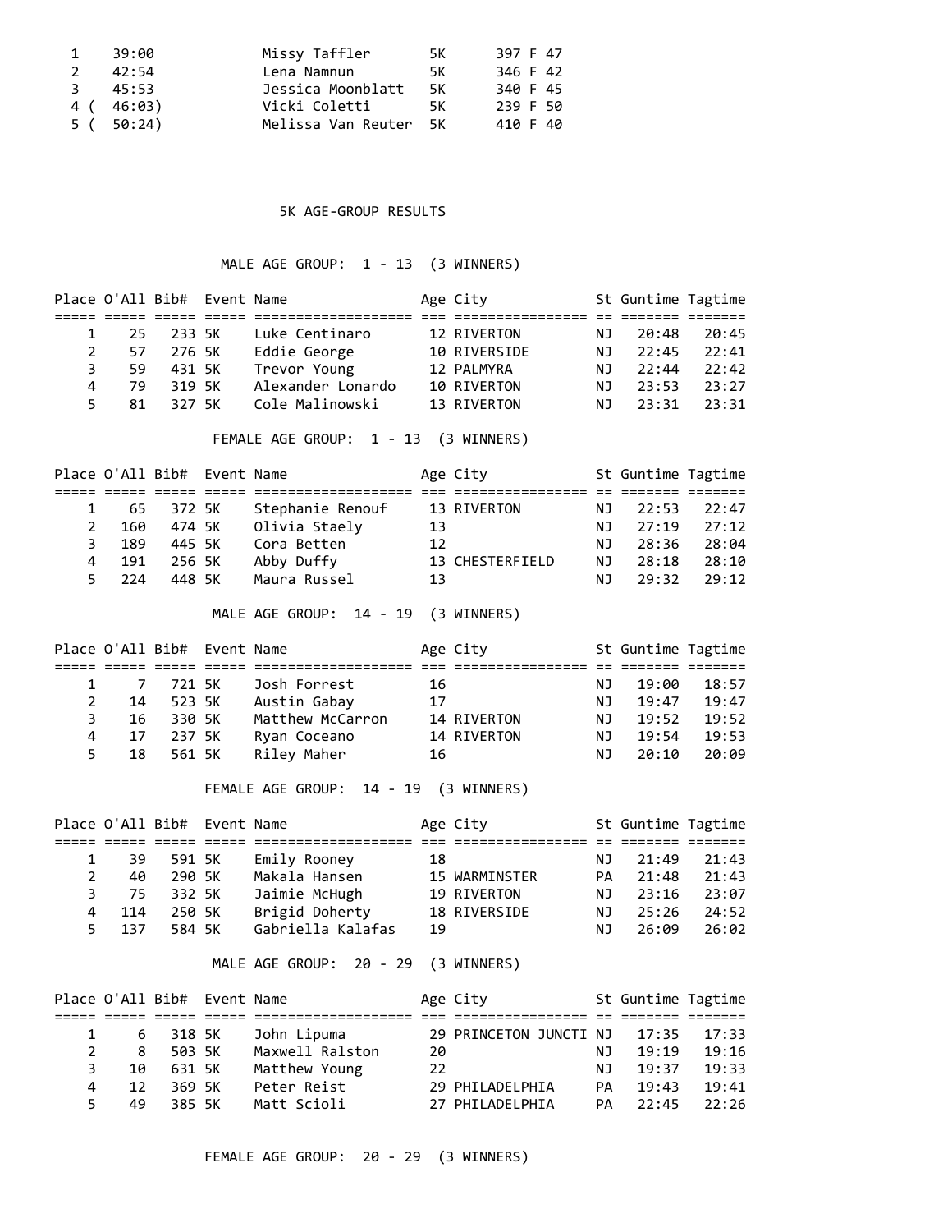| | | | | | | |
|---|---|---|---|---|---|---|
| 1 | 39:00 | Missy Taffler | 5K | 397 | F | 47 |
| 2 | 42:54 | Lena Namnun | 5K | 346 | F | 42 |
| 3 | 45:53 | Jessica Moonblatt | 5K | 340 | F | 45 |
| 4 ( | 46:03) | Vicki Coletti | 5K | 239 | F | 50 |
| 5 ( | 50:24) | Melissa Van Reuter | 5K | 410 | F | 40 |

## 5K AGE-GROUP RESULTS

### MALE AGE GROUP: 1 - 13 (3 WINNERS)

| Place | O'All | Bib# | Event | Name | Age | City | St | Guntime | Tagtime |
|---|---|---|---|---|---|---|---|---|---|
| 1 | 25 | 233 | 5K | Luke Centinaro | 12 | RIVERTON | NJ | 20:48 | 20:45 |
| 2 | 57 | 276 | 5K | Eddie George | 10 | RIVERSIDE | NJ | 22:45 | 22:41 |
| 3 | 59 | 431 | 5K | Trevor Young | 12 | PALMYRA | NJ | 22:44 | 22:42 |
| 4 | 79 | 319 | 5K | Alexander Lonardo | 10 | RIVERTON | NJ | 23:53 | 23:27 |
| 5 | 81 | 327 | 5K | Cole Malinowski | 13 | RIVERTON | NJ | 23:31 | 23:31 |

### FEMALE AGE GROUP: 1 - 13 (3 WINNERS)

| Place | O'All | Bib# | Event | Name | Age | City | St | Guntime | Tagtime |
|---|---|---|---|---|---|---|---|---|---|
| 1 | 65 | 372 | 5K | Stephanie Renouf | 13 | RIVERTON | NJ | 22:53 | 22:47 |
| 2 | 160 | 474 | 5K | Olivia Staely | 13 | | NJ | 27:19 | 27:12 |
| 3 | 189 | 445 | 5K | Cora Betten | 12 | | NJ | 28:36 | 28:04 |
| 4 | 191 | 256 | 5K | Abby Duffy | 13 | CHESTERFIELD | NJ | 28:18 | 28:10 |
| 5 | 224 | 448 | 5K | Maura Russel | 13 | | NJ | 29:32 | 29:12 |

### MALE AGE GROUP: 14 - 19 (3 WINNERS)

| Place | O'All | Bib# | Event | Name | Age | City | St | Guntime | Tagtime |
|---|---|---|---|---|---|---|---|---|---|
| 1 | 7 | 721 | 5K | Josh Forrest | 16 | | NJ | 19:00 | 18:57 |
| 2 | 14 | 523 | 5K | Austin Gabay | 17 | | NJ | 19:47 | 19:47 |
| 3 | 16 | 330 | 5K | Matthew McCarron | 14 | RIVERTON | NJ | 19:52 | 19:52 |
| 4 | 17 | 237 | 5K | Ryan Coceano | 14 | RIVERTON | NJ | 19:54 | 19:53 |
| 5 | 18 | 561 | 5K | Riley Maher | 16 | | NJ | 20:10 | 20:09 |

### FEMALE AGE GROUP: 14 - 19 (3 WINNERS)

| Place | O'All | Bib# | Event | Name | Age | City | St | Guntime | Tagtime |
|---|---|---|---|---|---|---|---|---|---|
| 1 | 39 | 591 | 5K | Emily Rooney | 18 | | NJ | 21:49 | 21:43 |
| 2 | 40 | 290 | 5K | Makala Hansen | 15 | WARMINSTER | PA | 21:48 | 21:43 |
| 3 | 75 | 332 | 5K | Jaimie McHugh | 19 | RIVERTON | NJ | 23:16 | 23:07 |
| 4 | 114 | 250 | 5K | Brigid Doherty | 18 | RIVERSIDE | NJ | 25:26 | 24:52 |
| 5 | 137 | 584 | 5K | Gabriella Kalafas | 19 | | NJ | 26:09 | 26:02 |

### MALE AGE GROUP: 20 - 29 (3 WINNERS)

| Place | O'All | Bib# | Event | Name | Age | City | St | Guntime | Tagtime |
|---|---|---|---|---|---|---|---|---|---|
| 1 | 6 | 318 | 5K | John Lipuma | 29 | PRINCETON JUNCTI | NJ | 17:35 | 17:33 |
| 2 | 8 | 503 | 5K | Maxwell Ralston | 20 | | NJ | 19:19 | 19:16 |
| 3 | 10 | 631 | 5K | Matthew Young | 22 | | NJ | 19:37 | 19:33 |
| 4 | 12 | 369 | 5K | Peter Reist | 29 | PHILADELPHIA | PA | 19:43 | 19:41 |
| 5 | 49 | 385 | 5K | Matt Scioli | 27 | PHILADELPHIA | PA | 22:45 | 22:26 |

### FEMALE AGE GROUP: 20 - 29 (3 WINNERS)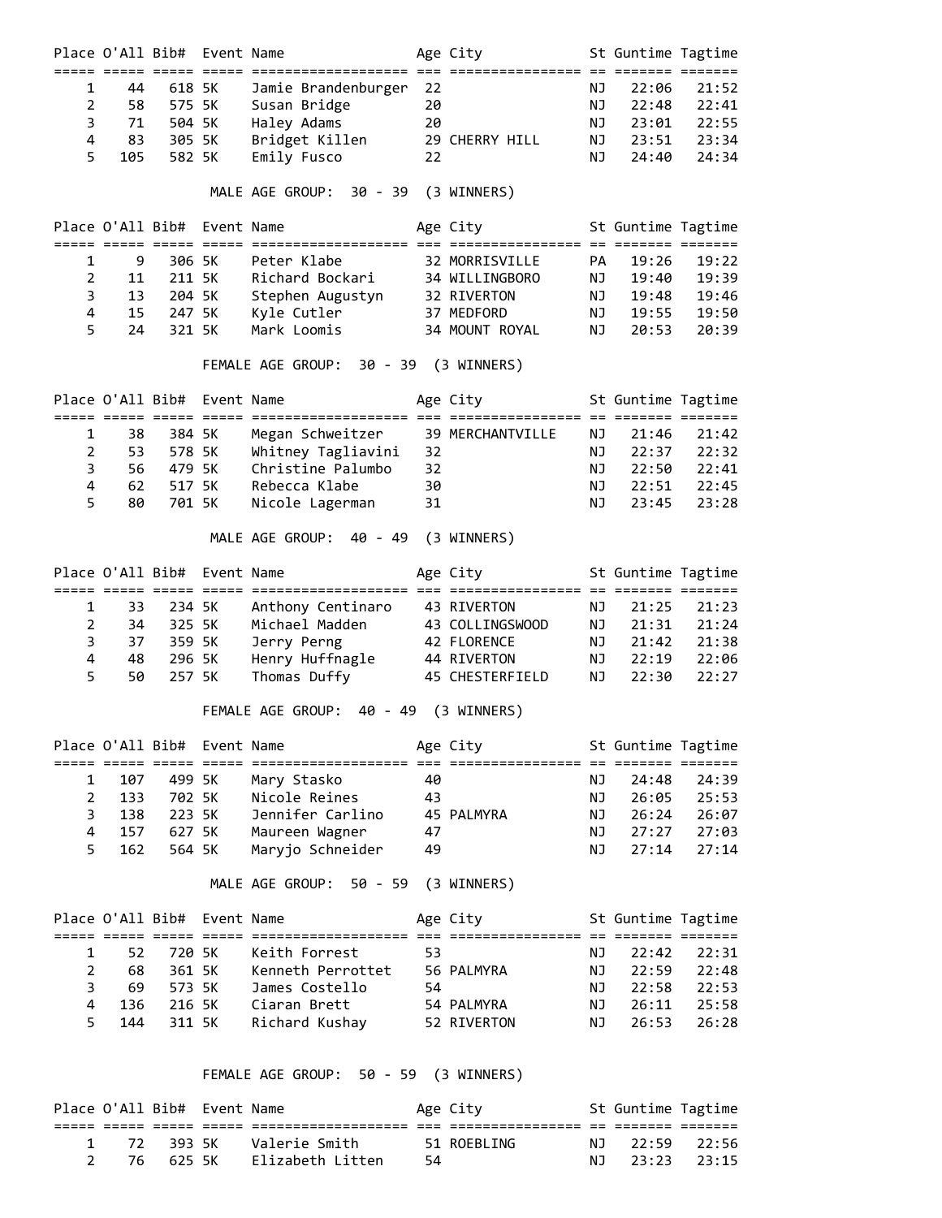| Place | O'All | Bib# | Event | Name | Age | City | St | Guntime | Tagtime |
|---|---|---|---|---|---|---|---|---|---|
| 1 | 44 | 618 | 5K | Jamie Brandenburger | 22 | | NJ | 22:06 | 21:52 |
| 2 | 58 | 575 | 5K | Susan Bridge | 20 | | NJ | 22:48 | 22:41 |
| 3 | 71 | 504 | 5K | Haley Adams | 20 | | NJ | 23:01 | 22:55 |
| 4 | 83 | 305 | 5K | Bridget Killen | 29 | CHERRY HILL | NJ | 23:51 | 23:34 |
| 5 | 105 | 582 | 5K | Emily Fusco | 22 | | NJ | 24:40 | 24:34 |

MALE AGE GROUP: 30 - 39 (3 WINNERS)

| Place | O'All | Bib# | Event | Name | Age | City | St | Guntime | Tagtime |
|---|---|---|---|---|---|---|---|---|---|
| 1 | 9 | 306 | 5K | Peter Klabe | 32 | MORRISVILLE | PA | 19:26 | 19:22 |
| 2 | 11 | 211 | 5K | Richard Bockari | 34 | WILLINGBORO | NJ | 19:40 | 19:39 |
| 3 | 13 | 204 | 5K | Stephen Augustyn | 32 | RIVERTON | NJ | 19:48 | 19:46 |
| 4 | 15 | 247 | 5K | Kyle Cutler | 37 | MEDFORD | NJ | 19:55 | 19:50 |
| 5 | 24 | 321 | 5K | Mark Loomis | 34 | MOUNT ROYAL | NJ | 20:53 | 20:39 |

FEMALE AGE GROUP: 30 - 39 (3 WINNERS)

| Place | O'All | Bib# | Event | Name | Age | City | St | Guntime | Tagtime |
|---|---|---|---|---|---|---|---|---|---|
| 1 | 38 | 384 | 5K | Megan Schweitzer | 39 | MERCHANTVILLE | NJ | 21:46 | 21:42 |
| 2 | 53 | 578 | 5K | Whitney Tagliavini | 32 | | NJ | 22:37 | 22:32 |
| 3 | 56 | 479 | 5K | Christine Palumbo | 32 | | NJ | 22:50 | 22:41 |
| 4 | 62 | 517 | 5K | Rebecca Klabe | 30 | | NJ | 22:51 | 22:45 |
| 5 | 80 | 701 | 5K | Nicole Lagerman | 31 | | NJ | 23:45 | 23:28 |

MALE AGE GROUP: 40 - 49 (3 WINNERS)

| Place | O'All | Bib# | Event | Name | Age | City | St | Guntime | Tagtime |
|---|---|---|---|---|---|---|---|---|---|
| 1 | 33 | 234 | 5K | Anthony Centinaro | 43 | RIVERTON | NJ | 21:25 | 21:23 |
| 2 | 34 | 325 | 5K | Michael Madden | 43 | COLLINGSWOOD | NJ | 21:31 | 21:24 |
| 3 | 37 | 359 | 5K | Jerry Perng | 42 | FLORENCE | NJ | 21:42 | 21:38 |
| 4 | 48 | 296 | 5K | Henry Huffnagle | 44 | RIVERTON | NJ | 22:19 | 22:06 |
| 5 | 50 | 257 | 5K | Thomas Duffy | 45 | CHESTERFIELD | NJ | 22:30 | 22:27 |

FEMALE AGE GROUP: 40 - 49 (3 WINNERS)

| Place | O'All | Bib# | Event | Name | Age | City | St | Guntime | Tagtime |
|---|---|---|---|---|---|---|---|---|---|
| 1 | 107 | 499 | 5K | Mary Stasko | 40 | | NJ | 24:48 | 24:39 |
| 2 | 133 | 702 | 5K | Nicole Reines | 43 | | NJ | 26:05 | 25:53 |
| 3 | 138 | 223 | 5K | Jennifer Carlino | 45 | PALMYRA | NJ | 26:24 | 26:07 |
| 4 | 157 | 627 | 5K | Maureen Wagner | 47 | | NJ | 27:27 | 27:03 |
| 5 | 162 | 564 | 5K | Maryjo Schneider | 49 | | NJ | 27:14 | 27:14 |

MALE AGE GROUP: 50 - 59 (3 WINNERS)

| Place | O'All | Bib# | Event | Name | Age | City | St | Guntime | Tagtime |
|---|---|---|---|---|---|---|---|---|---|
| 1 | 52 | 720 | 5K | Keith Forrest | 53 | | NJ | 22:42 | 22:31 |
| 2 | 68 | 361 | 5K | Kenneth Perrottet | 56 | PALMYRA | NJ | 22:59 | 22:48 |
| 3 | 69 | 573 | 5K | James Costello | 54 | | NJ | 22:58 | 22:53 |
| 4 | 136 | 216 | 5K | Ciaran Brett | 54 | PALMYRA | NJ | 26:11 | 25:58 |
| 5 | 144 | 311 | 5K | Richard Kushay | 52 | RIVERTON | NJ | 26:53 | 26:28 |

FEMALE AGE GROUP: 50 - 59 (3 WINNERS)

| Place | O'All | Bib# | Event | Name | Age | City | St | Guntime | Tagtime |
|---|---|---|---|---|---|---|---|---|---|
| 1 | 72 | 393 | 5K | Valerie Smith | 51 | ROEBLING | NJ | 22:59 | 22:56 |
| 2 | 76 | 625 | 5K | Elizabeth Litten | 54 | | NJ | 23:23 | 23:15 |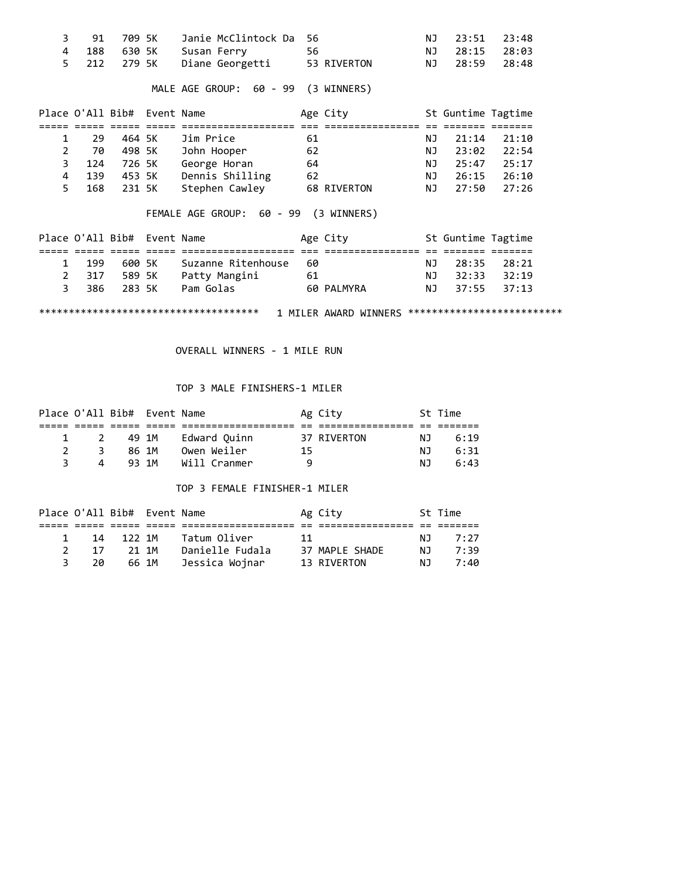| Place | O'All | Bib# | Event | Name | Age | City | St | Guntime | Tagtime |
|---|---|---|---|---|---|---|---|---|---|
| 3 | 91 | 709 | 5K | Janie McClintock Da | 56 | | NJ | 23:51 | 23:48 |
| 4 | 188 | 630 | 5K | Susan Ferry | 56 | | NJ | 28:15 | 28:03 |
| 5 | 212 | 279 | 5K | Diane Georgetti | 53 | RIVERTON | NJ | 28:59 | 28:48 |

MALE AGE GROUP: 60 - 99 (3 WINNERS)

| Place | O'All | Bib# | Event | Name | Age | City | St | Guntime | Tagtime |
|---|---|---|---|---|---|---|---|---|---|
| 1 | 29 | 464 | 5K | Jim Price | 61 | | NJ | 21:14 | 21:10 |
| 2 | 70 | 498 | 5K | John Hooper | 62 | | NJ | 23:02 | 22:54 |
| 3 | 124 | 726 | 5K | George Horan | 64 | | NJ | 25:47 | 25:17 |
| 4 | 139 | 453 | 5K | Dennis Shilling | 62 | | NJ | 26:15 | 26:10 |
| 5 | 168 | 231 | 5K | Stephen Cawley | 68 | RIVERTON | NJ | 27:50 | 27:26 |

FEMALE AGE GROUP: 60 - 99 (3 WINNERS)

| Place | O'All | Bib# | Event | Name | Age | City | St | Guntime | Tagtime |
|---|---|---|---|---|---|---|---|---|---|
| 1 | 199 | 600 | 5K | Suzanne Ritenhouse | 60 | | NJ | 28:35 | 28:21 |
| 2 | 317 | 589 | 5K | Patty Mangini | 61 | | NJ | 32:33 | 32:19 |
| 3 | 386 | 283 | 5K | Pam Golas | 60 | PALMYRA | NJ | 37:55 | 37:13 |

************************************* 1 MILER AWARD WINNERS *************************

OVERALL WINNERS - 1 MILE RUN

TOP 3 MALE FINISHERS-1 MILER

| Place | O'All | Bib# | Event | Name | Ag | City | St | Time |
|---|---|---|---|---|---|---|---|---|
| 1 | 2 | 49 | 1M | Edward Quinn | 37 | RIVERTON | NJ | 6:19 |
| 2 | 3 | 86 | 1M | Owen Weiler | 15 | | NJ | 6:31 |
| 3 | 4 | 93 | 1M | Will Cranmer | 9 | | NJ | 6:43 |

TOP 3 FEMALE FINISHER-1 MILER

| Place | O'All | Bib# | Event | Name | Ag | City | St | Time |
|---|---|---|---|---|---|---|---|---|
| 1 | 14 | 122 | 1M | Tatum Oliver | 11 | | NJ | 7:27 |
| 2 | 17 | 21 | 1M | Danielle Fudala | 37 | MAPLE SHADE | NJ | 7:39 |
| 3 | 20 | 66 | 1M | Jessica Wojnar | 13 | RIVERTON | NJ | 7:40 |